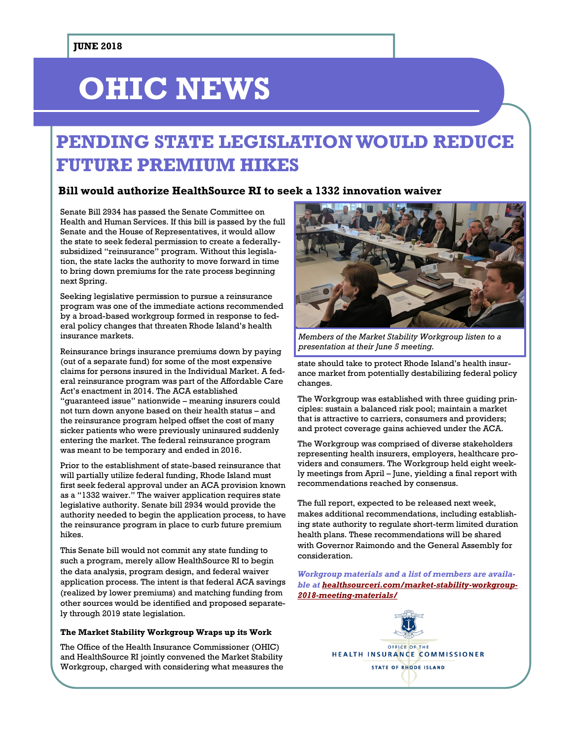JUNE 2018

# OHIC NEWS

## PENDING STATE LEGISLATION WOULD REDUCE FUTURE PREMIUM HIKES

### Bill would authorize HealthSource RI to seek a 1332 innovation waiver

Senate Bill 2934 has passed the Senate Committee on Health and Human Services. If this bill is passed by the full Senate and the House of Representatives, it would allow the state to seek federal permission to create a federally-subsidized "reinsurance" program. Without this legislation, the state lacks the authority to move forward in time to bring down premiums for the rate process beginning next Spring.

Seeking legislative permission to pursue a reinsurance program was one of the immediate actions recommended by a broad-based workgroup formed in response to federal policy changes that threaten Rhode Island's health insurance markets.

Reinsurance brings insurance premiums down by paying (out of a separate fund) for some of the most expensive claims for persons insured in the Individual Market. A federal reinsurance program was part of the Affordable Care Act's enactment in 2014. The ACA established "guaranteed issue" nationwide – meaning insurers could not turn down anyone based on their health status – and the reinsurance program helped offset the cost of many sicker patients who were previously uninsured suddenly entering the market. The federal reinsurance program was meant to be temporary and ended in 2016.

Prior to the establishment of state-based reinsurance that will partially utilize federal funding, Rhode Island must first seek federal approval under an ACA provision known as a "1332 waiver." The waiver application requires state legislative authority. Senate bill 2934 would provide the authority needed to begin the application process, to have the reinsurance program in place to curb future premium hikes.

This Senate bill would not commit any state funding to such a program, merely allow HealthSource RI to begin the data analysis, program design, and federal waiver application process. The intent is that federal ACA savings (realized by lower premiums) and matching funding from other sources would be identified and proposed separately through 2019 state legislation.

#### The Market Stability Workgroup Wraps up its Work

The Office of the Health Insurance Commissioner (OHIC) and HealthSource RI jointly convened the Market Stability Workgroup, charged with considering what measures the state should take to protect Rhode Island's health insurance market from potentially destabilizing federal policy changes.

*Members of the Market Stability Workgroup listen to a presentation at their June 5 meeting.*

The Workgroup was established with three guiding principles: sustain a balanced risk pool; maintain a market that is attractive to carriers, consumers and providers; and protect coverage gains achieved under the ACA.

The Workgroup was comprised of diverse stakeholders representing health insurers, employers, healthcare providers and consumers. The Workgroup held eight weekly meetings from April – June, yielding a final report with recommendations reached by consensus.

The full report, expected to be released next week, makes additional recommendations, including establishing state authority to regulate short-term limited duration health plans. These recommendations will be shared with Governor Raimondo and the General Assembly for consideration.

*Workgroup materials and a list of members are available at **healthsourceri.com/market-stability-workgroup-2018-meeting-materials/***

OFFICE OF THE HEALTH INSURANCE COMMISSIONER
STATE OF RHODE ISLAND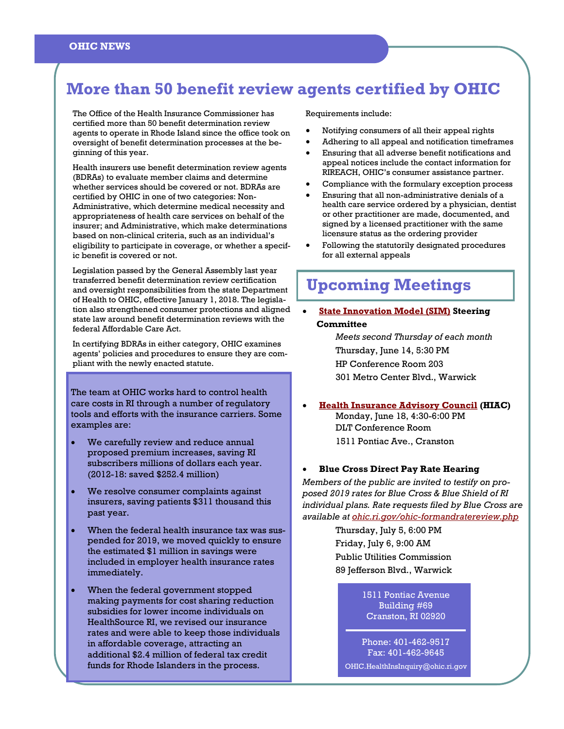**OHIC NEWS**

# More than 50 benefit review agents certified by OHIC

The Office of the Health Insurance Commissioner has certified more than 50 benefit determination review agents to operate in Rhode Island since the office took on oversight of benefit determination processes at the beginning of this year.

Health insurers use benefit determination review agents (BDRAs) to evaluate member claims and determine whether services should be covered or not. BDRAs are certified by OHIC in one of two categories: Non-Administrative, which determine medical necessity and appropriateness of health care services on behalf of the insurer; and Administrative, which make determinations based on non-clinical criteria, such as an individual's eligibility to participate in coverage, or whether a specific benefit is covered or not.

Legislation passed by the General Assembly last year transferred benefit determination review certification and oversight responsibilities from the state Department of Health to OHIC, effective January 1, 2018. The legislation also strengthened consumer protections and aligned state law around benefit determination reviews with the federal Affordable Care Act.

In certifying BDRAs in either category, OHIC examines agents' policies and procedures to ensure they are compliant with the newly enacted statute.

Requirements include:

- Notifying consumers of all their appeal rights
- Adhering to all appeal and notification timeframes
- Ensuring that all adverse benefit notifications and appeal notices include the contact information for RIREACH, OHIC's consumer assistance partner.
- Compliance with the formulary exception process
- Ensuring that all non-administrative denials of a health care service ordered by a physician, dentist or other practitioner are made, documented, and signed by a licensed practitioner with the same licensure status as the ordering provider
- Following the statutorily designated procedures for all external appeals

The team at OHIC works hard to control health care costs in RI through a number of regulatory tools and efforts with the insurance carriers. Some examples are:

- We carefully review and reduce annual proposed premium increases, saving RI subscribers millions of dollars each year. (2012-18: saved $252.4 million)
- We resolve consumer complaints against insurers, saving patients $311 thousand this past year.
- When the federal health insurance tax was suspended for 2019, we moved quickly to ensure the estimated $1 million in savings were included in employer health insurance rates immediately.
- When the federal government stopped making payments for cost sharing reduction subsidies for lower income individuals on HealthSource RI, we revised our insurance rates and were able to keep those individuals in affordable coverage, attracting an additional $2.4 million of federal tax credit funds for Rhode Islanders in the process.

## Upcoming Meetings

- **State Innovation Model (SIM) Steering Committee**
  *Meets second Thursday of each month*
  Thursday, June 14, 5:30 PM
  HP Conference Room 203
  301 Metro Center Blvd., Warwick

- **Health Insurance Advisory Council (HIAC)**
  Monday, June 18, 4:30-6:00 PM
  DLT Conference Room
  1511 Pontiac Ave., Cranston

- **Blue Cross Direct Pay Rate Hearing**
  *Members of the public are invited to testify on proposed 2019 rates for Blue Cross & Blue Shield of RI individual plans. Rate requests filed by Blue Cross are available at ohic.ri.gov/ohic-formandratereview.php*
  Thursday, July 5, 6:00 PM
  Friday, July 6, 9:00 AM
  Public Utilities Commission
  89 Jefferson Blvd., Warwick

1511 Pontiac Avenue
Building #69
Cranston, RI 02920

Phone: 401-462-9517
Fax: 401-462-9645
OHIC.HealthInsInquiry@ohic.ri.gov